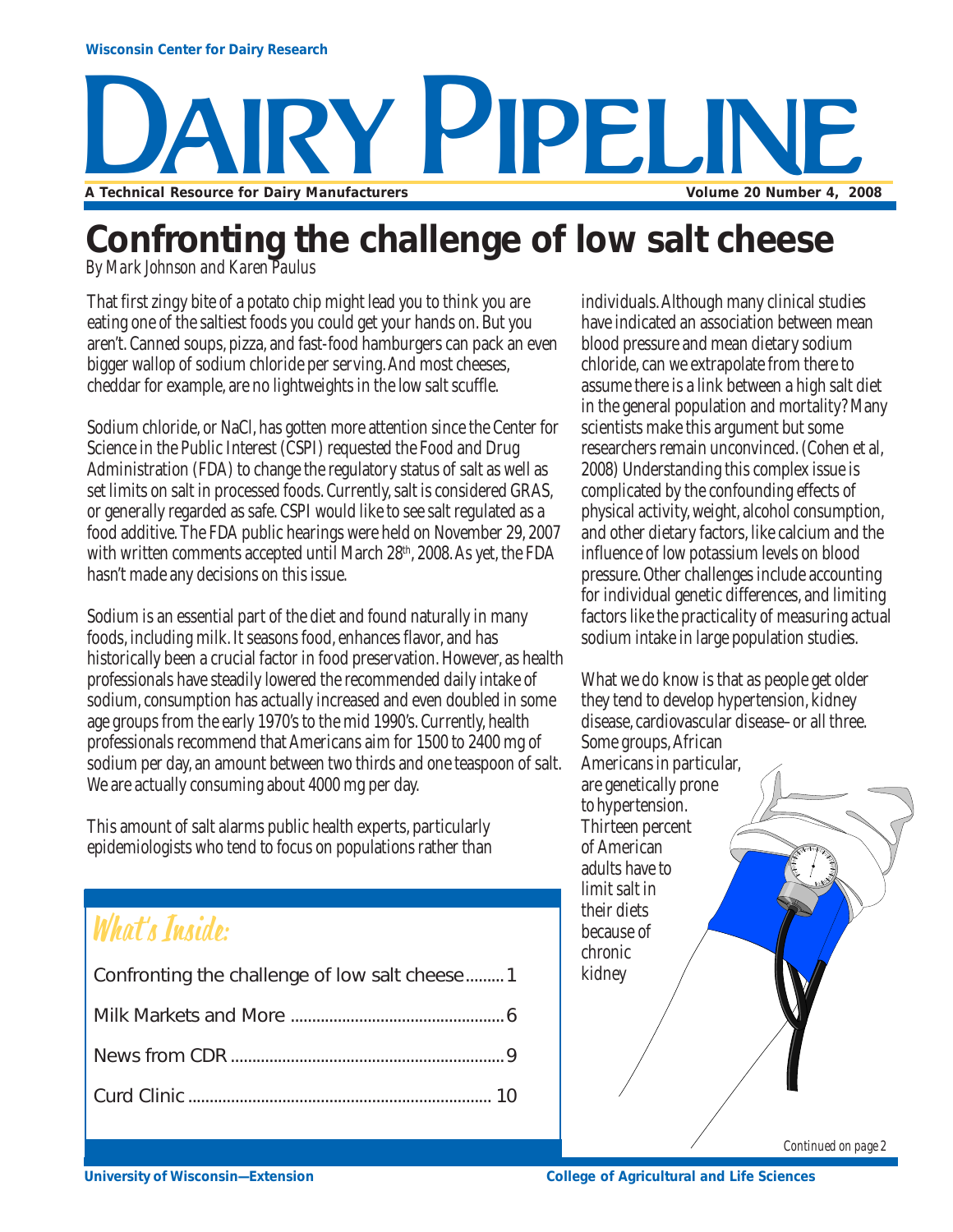Wisconsin Center for Dairy Research

# DAIRY PIPELINE

A Technical Resource for Dairy Manufacturers — Volume 20 Number 4, 2008

# Confronting the challenge of low salt cheese

*By Mark Johnson and Karen Paulus*

That first zingy bite of a potato chip might lead you to think you are eating one of the saltiest foods you could get your hands on. But you aren't. Canned soups, pizza, and fast-food hamburgers can pack an even bigger wallop of sodium chloride per serving. And most cheeses, cheddar for example, are no lightweights in the low salt scuffle.

Sodium chloride, or NaCl, has gotten more attention since the Center for Science in the Public Interest (CSPI) requested the Food and Drug Administration (FDA) to change the regulatory status of salt as well as set limits on salt in processed foods. Currently, salt is considered GRAS, or generally regarded as safe. CSPI would like to see salt regulated as a food additive. The FDA public hearings were held on November 29, 2007 with written comments accepted until March 28th, 2008. As yet, the FDA hasn't made any decisions on this issue.

Sodium is an essential part of the diet and found naturally in many foods, including milk. It seasons food, enhances flavor, and has historically been a crucial factor in food preservation. However, as health professionals have steadily lowered the recommended daily intake of sodium, consumption has actually increased and even doubled in some age groups from the early 1970's to the mid 1990's. Currently, health professionals recommend that Americans aim for 1500 to 2400 mg of sodium per day, an amount between two thirds and one teaspoon of salt. We are actually consuming about 4000 mg per day.

This amount of salt alarms public health experts, particularly epidemiologists who tend to focus on populations rather than individuals. Although many clinical studies have indicated an association between mean blood pressure and mean dietary sodium chloride, can we extrapolate from there to assume there is a link between a high salt diet in the general population and mortality? Many scientists make this argument but some researchers remain unconvinced. (Cohen et al, 2008) Understanding this complex issue is complicated by the confounding effects of physical activity, weight, alcohol consumption, and other dietary factors, like calcium and the influence of low potassium levels on blood pressure. Other challenges include accounting for individual genetic differences, and limiting factors like the practicality of measuring actual sodium intake in large population studies.

What we do know is that as people get older they tend to develop hypertension, kidney disease, cardiovascular disease–or all three. Some groups, African Americans in particular, are genetically prone to hypertension. Thirteen percent of American adults have to limit salt in their diets because of chronic kidney

*Continued on page 2*

## What's Inside:

- Confronting the challenge of low salt cheese .........1
- Milk Markets and More .........6
- News from CDR .........9
- Curd Clinic .........10

University of Wisconsin—Extension — College of Agricultural and Life Sciences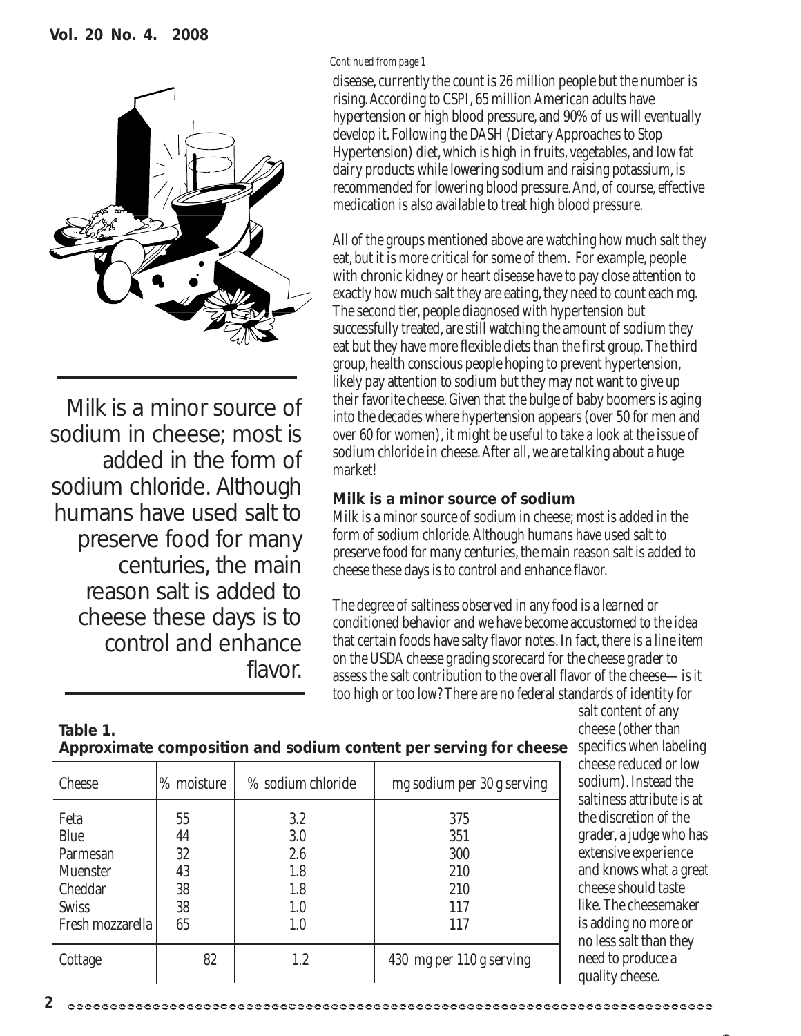*Continued from page 1*

disease, currently the count is 26 million people but the number is rising. According to CSPI, 65 million American adults have hypertension or high blood pressure, and 90% of us will eventually develop it. Following the DASH (Dietary Approaches to Stop Hypertension) diet, which is high in fruits, vegetables, and low fat dairy products while lowering sodium and raising potassium, is recommended for lowering blood pressure. And, of course, effective medication is also available to treat high blood pressure.

All of the groups mentioned above are watching how much salt they eat, but it is more critical for some of them. For example, people with chronic kidney or heart disease have to pay close attention to exactly how much salt they are eating, they need to count each mg. The second tier, people diagnosed with hypertension but successfully treated, are still watching the amount of sodium they eat but they have more flexible diets than the first group. The third group, health conscious people hoping to prevent hypertension, likely pay attention to sodium but they may not want to give up their favorite cheese. Given that the bulge of baby boomers is aging into the decades where hypertension appears (over 50 for men and over 60 for women), it might be useful to take a look at the issue of sodium chloride in cheese. After all, we are talking about a huge market!

Milk is a minor source of sodium in cheese; most is added in the form of sodium chloride. Although humans have used salt to preserve food for many centuries, the main reason salt is added to cheese these days is to control and enhance flavor.

### Milk is a minor source of sodium

Milk is a minor source of sodium in cheese; most is added in the form of sodium chloride. Although humans have used salt to preserve food for many centuries, the main reason salt is added to cheese these days is to control and enhance flavor.

The degree of saltiness observed in any food is a learned or conditioned behavior and we have become accustomed to the idea that certain foods have salty flavor notes. In fact, there is a line item on the USDA cheese grading scorecard for the cheese grader to assess the salt contribution to the overall flavor of the cheese— is it too high or too low? There are no federal standards of identity for salt content of any cheese (other than specifics when labeling cheese reduced or low sodium). Instead the saltiness attribute is at the discretion of the grader, a judge who has extensive experience and knows what a great cheese should taste like. The cheesemaker is adding no more or no less salt than they need to produce a quality cheese.

**Table 1.**
**Approximate composition and sodium content per serving for cheese**

| Cheese | % moisture | % sodium chloride | mg sodium per 30 g serving |
|---|---|---|---|
| Feta | 55 | 3.2 | 375 |
| Blue | 44 | 3.0 | 351 |
| Parmesan | 32 | 2.6 | 300 |
| Muenster | 43 | 1.8 | 210 |
| Cheddar | 38 | 1.8 | 210 |
| Swiss | 38 | 1.0 | 117 |
| Fresh mozzarella | 65 | 1.0 | 117 |
| Cottage | 82 | 1.2 | 430 mg per 110 g serving |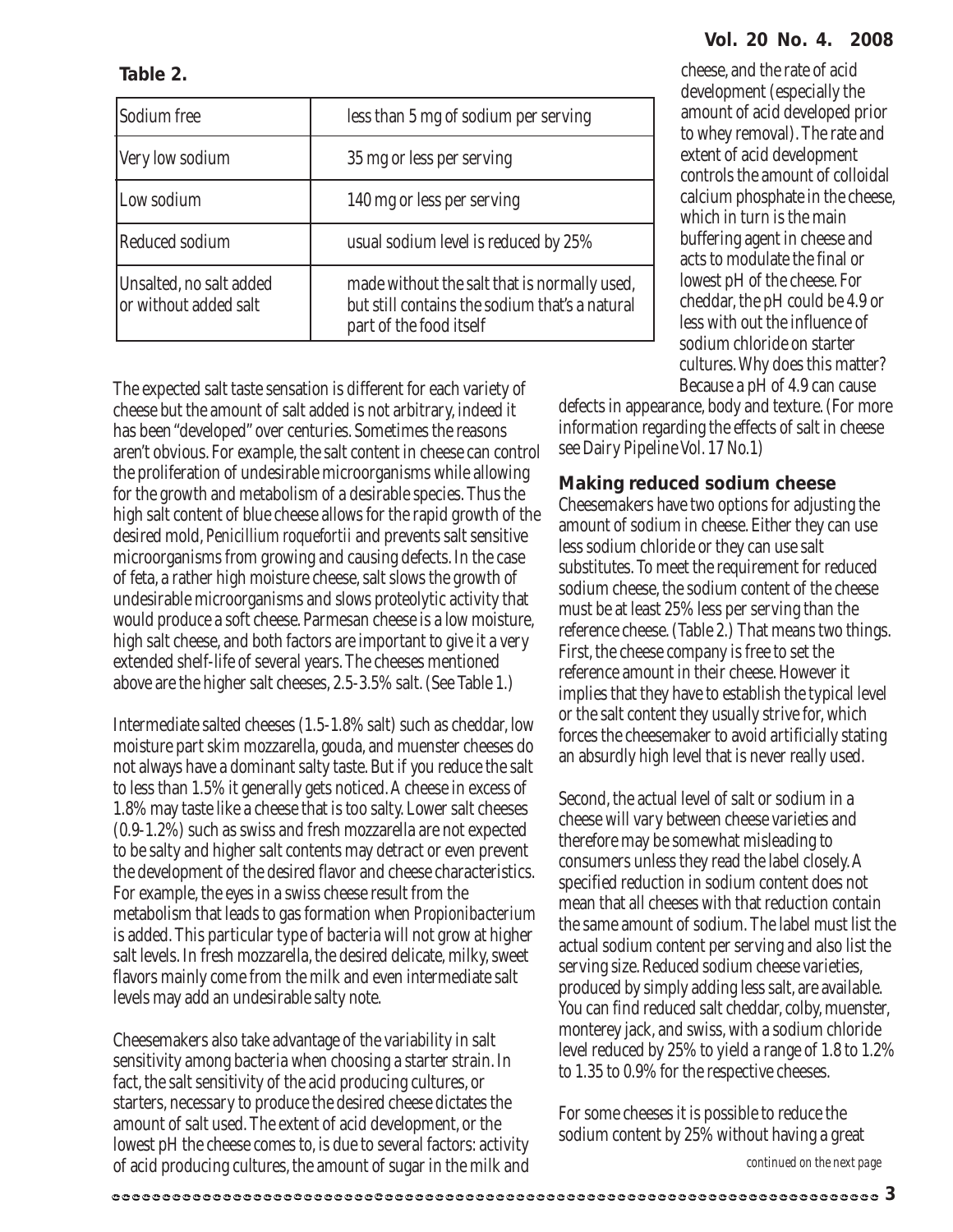**Table 2.**

| | |
|---|---|
| Sodium free | less than 5 mg of sodium per serving |
| Very low sodium | 35 mg or less per serving |
| Low sodium | 140 mg or less per serving |
| Reduced sodium | usual sodium level is reduced by 25% |
| Unsalted, no salt added or without added salt | made without the salt that is normally used, but still contains the sodium that's a natural part of the food itself |

The expected salt taste sensation is different for each variety of cheese but the amount of salt added is not arbitrary, indeed it has been "developed" over centuries. Sometimes the reasons aren't obvious. For example, the salt content in cheese can control the proliferation of undesirable microorganisms while allowing for the growth and metabolism of a desirable species. Thus the high salt content of blue cheese allows for the rapid growth of the desired mold, *Penicillium roquefortii* and prevents salt sensitive microorganisms from growing and causing defects. In the case of feta, a rather high moisture cheese, salt slows the growth of undesirable microorganisms and slows proteolytic activity that would produce a soft cheese. Parmesan cheese is a low moisture, high salt cheese, and both factors are important to give it a very extended shelf-life of several years. The cheeses mentioned above are the higher salt cheeses, 2.5-3.5% salt. (See Table 1.)

Intermediate salted cheeses (1.5-1.8% salt) such as cheddar, low moisture part skim mozzarella, gouda, and muenster cheeses do not always have a dominant salty taste. But if you reduce the salt to less than 1.5% it generally gets noticed. A cheese in excess of 1.8% may taste like a cheese that is too salty. Lower salt cheeses (0.9-1.2%) such as swiss and fresh mozzarella are not expected to be salty and higher salt contents may detract or even prevent the development of the desired flavor and cheese characteristics. For example, the eyes in a swiss cheese result from the metabolism that leads to gas formation when *Propionibacterium* is added. This particular type of bacteria will not grow at higher salt levels. In fresh mozzarella, the desired delicate, milky, sweet flavors mainly come from the milk and even intermediate salt levels may add an undesirable salty note.

Cheesemakers also take advantage of the variability in salt sensitivity among bacteria when choosing a starter strain. In fact, the salt sensitivity of the acid producing cultures, or starters, necessary to produce the desired cheese dictates the amount of salt used. The extent of acid development, or the lowest pH the cheese comes to, is due to several factors: activity of acid producing cultures, the amount of sugar in the milk and cheese, and the rate of acid development (especially the amount of acid developed prior to whey removal). The rate and extent of acid development controls the amount of colloidal calcium phosphate in the cheese, which in turn is the main buffering agent in cheese and acts to modulate the final or lowest pH of the cheese. For cheddar, the pH could be 4.9 or less with out the influence of sodium chloride on starter cultures. Why does this matter? Because a pH of 4.9 can cause defects in appearance, body and texture. (For more information regarding the effects of salt in cheese see Dairy Pipeline Vol. 17 No.1)

### Making reduced sodium cheese

Cheesemakers have two options for adjusting the amount of sodium in cheese. Either they can use less sodium chloride or they can use salt substitutes. To meet the requirement for reduced sodium cheese, the sodium content of the cheese must be at least 25% less per serving than the reference cheese. (Table 2.) That means two things. First, the cheese company is free to set the reference amount in their cheese. However it implies that they have to establish the typical level or the salt content they usually strive for, which forces the cheesemaker to avoid artificially stating an absurdly high level that is never really used.

Second, the actual level of salt or sodium in a cheese will vary between cheese varieties and therefore may be somewhat misleading to consumers unless they read the label closely. A specified reduction in sodium content does not mean that all cheeses with that reduction contain the same amount of sodium. The label must list the actual sodium content per serving and also list the serving size. Reduced sodium cheese varieties, produced by simply adding less salt, are available. You can find reduced salt cheddar, colby, muenster, monterey jack, and swiss, with a sodium chloride level reduced by 25% to yield a range of 1.8 to 1.2% to 1.35 to 0.9% for the respective cheeses.

For some cheeses it is possible to reduce the sodium content by 25% without having a great

*continued on the next page*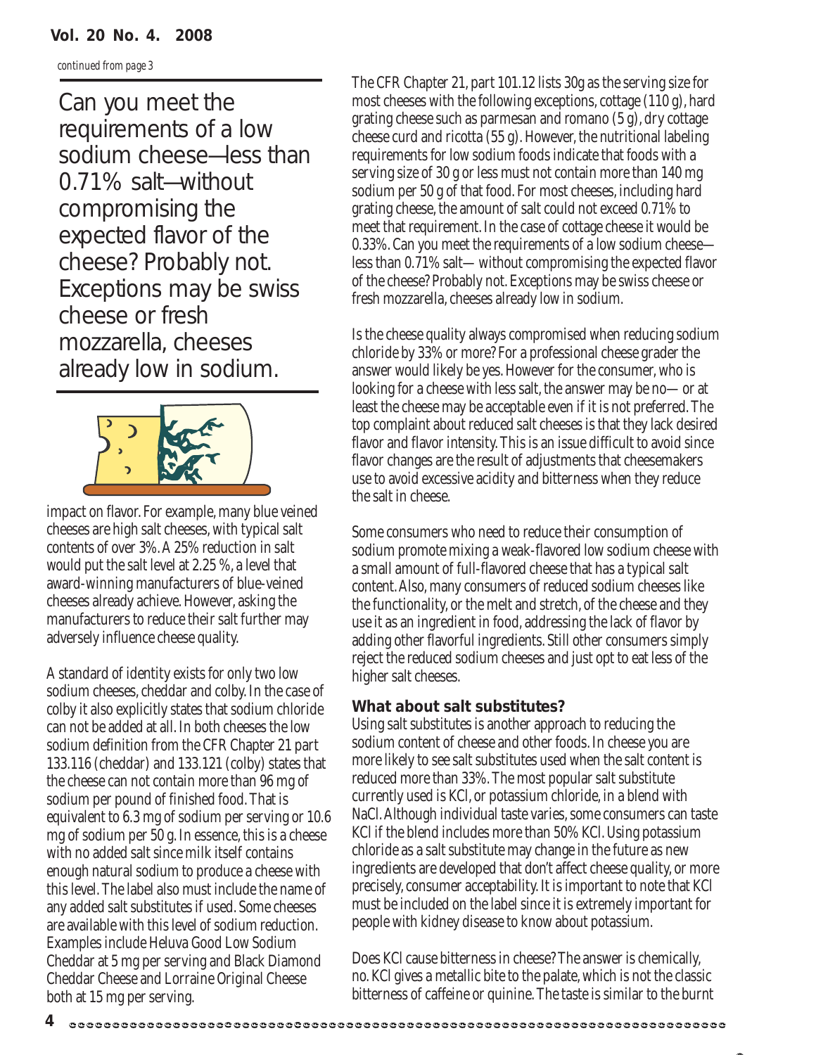*continued from page 3*

> Can you meet the requirements of a low sodium cheese—less than 0.71% salt—without compromising the expected flavor of the cheese? Probably not. Exceptions may be swiss cheese or fresh mozzarella, cheeses already low in sodium.

impact on flavor. For example, many blue veined cheeses are high salt cheeses, with typical salt contents of over 3%. A 25% reduction in salt would put the salt level at 2.25 %, a level that award-winning manufacturers of blue-veined cheeses already achieve. However, asking the manufacturers to reduce their salt further may adversely influence cheese quality.

A standard of identity exists for only two low sodium cheeses, cheddar and colby. In the case of colby it also explicitly states that sodium chloride can not be added at all. In both cheeses the low sodium definition from the CFR Chapter 21 part 133.116 (cheddar) and 133.121 (colby) states that the cheese can not contain more than 96 mg of sodium per pound of finished food. That is equivalent to 6.3 mg of sodium per serving or 10.6 mg of sodium per 50 g. In essence, this is a cheese with no added salt since milk itself contains enough natural sodium to produce a cheese with this level. The label also must include the name of any added salt substitutes if used. Some cheeses are available with this level of sodium reduction. Examples include Heluva Good Low Sodium Cheddar at 5 mg per serving and Black Diamond Cheddar Cheese and Lorraine Original Cheese both at 15 mg per serving.

The CFR Chapter 21, part 101.12 lists 30g as the serving size for most cheeses with the following exceptions, cottage (110 g), hard grating cheese such as parmesan and romano (5 g), dry cottage cheese curd and ricotta (55 g). However, the nutritional labeling requirements for low sodium foods indicate that foods with a serving size of 30 g or less must not contain more than 140 mg sodium per 50 g of that food. For most cheeses, including hard grating cheese, the amount of salt could not exceed 0.71% to meet that requirement. In the case of cottage cheese it would be 0.33%. Can you meet the requirements of a low sodium cheese—less than 0.71% salt— without compromising the expected flavor of the cheese? Probably not. Exceptions may be swiss cheese or fresh mozzarella, cheeses already low in sodium.

Is the cheese quality always compromised when reducing sodium chloride by 33% or more? For a professional cheese grader the answer would likely be yes. However for the consumer, who is looking for a cheese with less salt, the answer may be no— or at least the cheese may be acceptable even if it is not preferred. The top complaint about reduced salt cheeses is that they lack desired flavor and flavor intensity. This is an issue difficult to avoid since flavor changes are the result of adjustments that cheesemakers use to avoid excessive acidity and bitterness when they reduce the salt in cheese.

Some consumers who need to reduce their consumption of sodium promote mixing a weak-flavored low sodium cheese with a small amount of full-flavored cheese that has a typical salt content. Also, many consumers of reduced sodium cheeses like the functionality, or the melt and stretch, of the cheese and they use it as an ingredient in food, addressing the lack of flavor by adding other flavorful ingredients. Still other consumers simply reject the reduced sodium cheeses and just opt to eat less of the higher salt cheeses.

**What about salt substitutes?**

Using salt substitutes is another approach to reducing the sodium content of cheese and other foods. In cheese you are more likely to see salt substitutes used when the salt content is reduced more than 33%. The most popular salt substitute currently used is KCl, or potassium chloride, in a blend with NaCl. Although individual taste varies, some consumers can taste KCl if the blend includes more than 50% KCl. Using potassium chloride as a salt substitute may change in the future as new ingredients are developed that don't affect cheese quality, or more precisely, consumer acceptability. It is important to note that KCl must be included on the label since it is extremely important for people with kidney disease to know about potassium.

Does KCl cause bitterness in cheese? The answer is chemically, no. KCl gives a metallic bite to the palate, which is not the classic bitterness of caffeine or quinine. The taste is similar to the burnt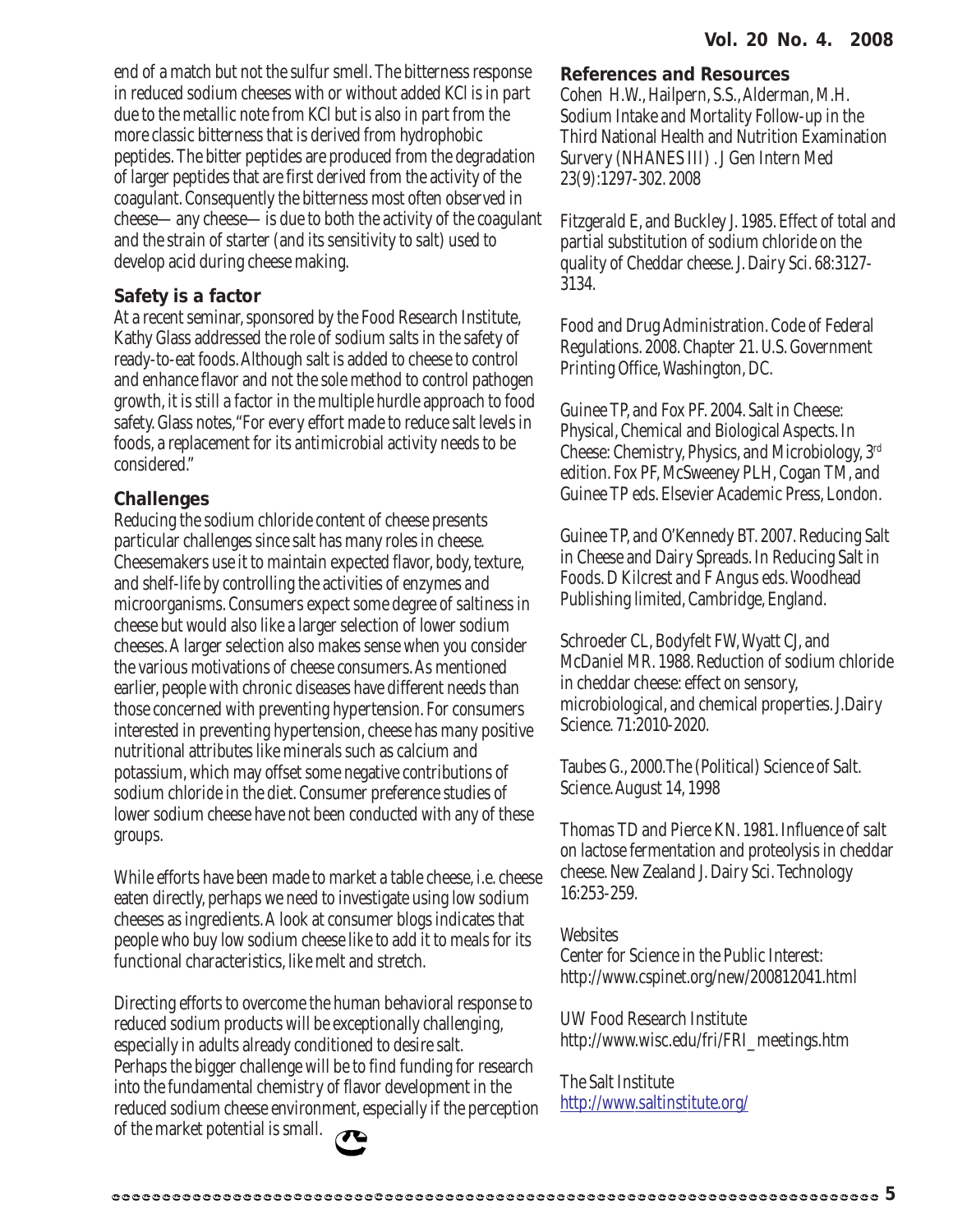end of a match but not the sulfur smell. The bitterness response in reduced sodium cheeses with or without added KCl is in part due to the metallic note from KCl but is also in part from the more classic bitterness that is derived from hydrophobic peptides. The bitter peptides are produced from the degradation of larger peptides that are first derived from the activity of the coagulant. Consequently the bitterness most often observed in cheese— any cheese— is due to both the activity of the coagulant and the strain of starter (and its sensitivity to salt) used to develop acid during cheese making.

### Safety is a factor

At a recent seminar, sponsored by the Food Research Institute, Kathy Glass addressed the role of sodium salts in the safety of ready-to-eat foods. Although salt is added to cheese to control and enhance flavor and not the sole method to control pathogen growth, it is still a factor in the multiple hurdle approach to food safety. Glass notes, "For every effort made to reduce salt levels in foods, a replacement for its antimicrobial activity needs to be considered."

### Challenges

Reducing the sodium chloride content of cheese presents particular challenges since salt has many roles in cheese. Cheesemakers use it to maintain expected flavor, body, texture, and shelf-life by controlling the activities of enzymes and microorganisms. Consumers expect some degree of saltiness in cheese but would also like a larger selection of lower sodium cheeses. A larger selection also makes sense when you consider the various motivations of cheese consumers. As mentioned earlier, people with chronic diseases have different needs than those concerned with preventing hypertension. For consumers interested in preventing hypertension, cheese has many positive nutritional attributes like minerals such as calcium and potassium, which may offset some negative contributions of sodium chloride in the diet. Consumer preference studies of lower sodium cheese have not been conducted with any of these groups.

While efforts have been made to market a table cheese, i.e. cheese eaten directly, perhaps we need to investigate using low sodium cheeses as ingredients. A look at consumer blogs indicates that people who buy low sodium cheese like to add it to meals for its functional characteristics, like melt and stretch.

Directing efforts to overcome the human behavioral response to reduced sodium products will be exceptionally challenging, especially in adults already conditioned to desire salt. Perhaps the bigger challenge will be to find funding for research into the fundamental chemistry of flavor development in the reduced sodium cheese environment, especially if the perception of the market potential is small.

### References and Resources

Cohen H.W., Hailpern, S.S., Alderman, M.H. Sodium Intake and Mortality Follow-up in the Third National Health and Nutrition Examination Survery (NHANES III) . J Gen Intern Med 23(9):1297-302. 2008

Fitzgerald E, and Buckley J. 1985. Effect of total and partial substitution of sodium chloride on the quality of Cheddar cheese. J. Dairy Sci. 68:3127-3134.

Food and Drug Administration. Code of Federal Regulations. 2008. Chapter 21. U.S. Government Printing Office, Washington, DC.

Guinee TP, and Fox PF. 2004. Salt in Cheese: Physical, Chemical and Biological Aspects. In Cheese: Chemistry, Physics, and Microbiology, 3rd edition. Fox PF, McSweeney PLH, Cogan TM, and Guinee TP eds. Elsevier Academic Press, London.

Guinee TP, and O'Kennedy BT. 2007. Reducing Salt in Cheese and Dairy Spreads. In Reducing Salt in Foods. D Kilcrest and F Angus eds. Woodhead Publishing limited, Cambridge, England.

Schroeder CL, Bodyfelt FW, Wyatt CJ, and McDaniel MR. 1988. Reduction of sodium chloride in cheddar cheese: effect on sensory, microbiological, and chemical properties. J.Dairy Science. 71:2010-2020.

Taubes G., 2000.The (Political) Science of Salt. Science. August 14, 1998

Thomas TD and Pierce KN. 1981. Influence of salt on lactose fermentation and proteolysis in cheddar cheese. New Zealand J. Dairy Sci. Technology 16:253-259.

Websites

Center for Science in the Public Interest: http://www.cspinet.org/new/200812041.html

UW Food Research Institute
http://www.wisc.edu/fri/FRI_meetings.htm

The Salt Institute
http://www.saltinstitute.org/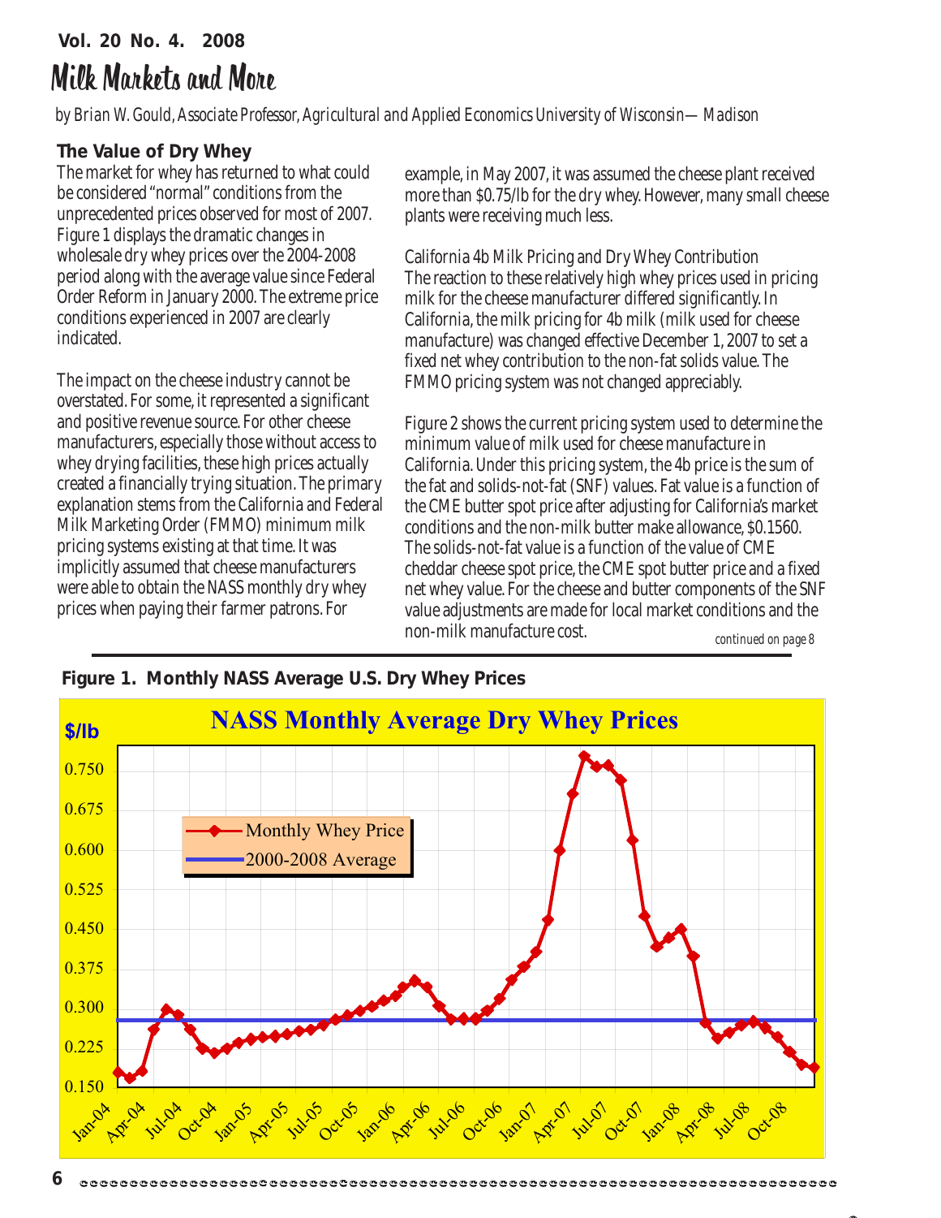**Vol. 20 No. 4. 2008**

# Milk Markets and More

*by Brian W. Gould, Associate Professor, Agricultural and Applied Economics University of Wisconsin—Madison*

## The Value of Dry Whey

The market for whey has returned to what could be considered "normal" conditions from the unprecedented prices observed for most of 2007. Figure 1 displays the dramatic changes in wholesale dry whey prices over the 2004-2008 period along with the average value since Federal Order Reform in January 2000. The extreme price conditions experienced in 2007 are clearly indicated.

The impact on the cheese industry cannot be overstated. For some, it represented a significant and positive revenue source. For other cheese manufacturers, especially those without access to whey drying facilities, these high prices actually created a financially trying situation. The primary explanation stems from the California and Federal Milk Marketing Order (FMMO) minimum milk pricing systems existing at that time. It was implicitly assumed that cheese manufacturers were able to obtain the NASS monthly dry whey prices when paying their farmer patrons. For example, in May 2007, it was assumed the cheese plant received more than $0.75/lb for the dry whey. However, many small cheese plants were receiving much less.

California 4b Milk Pricing and Dry Whey Contribution

The reaction to these relatively high whey prices used in pricing milk for the cheese manufacturer differed significantly. In California, the milk pricing for 4b milk (milk used for cheese manufacture) was changed effective December 1, 2007 to set a fixed net whey contribution to the non-fat solids value. The FMMO pricing system was not changed appreciably.

Figure 2 shows the current pricing system used to determine the minimum value of milk used for cheese manufacture in California. Under this pricing system, the 4b price is the sum of the fat and solids-not-fat (SNF) values. Fat value is a function of the CME butter spot price after adjusting for California's market conditions and the non-milk butter make allowance, $0.1560. The solids-not-fat value is a function of the value of CME cheddar cheese spot price, the CME spot butter price and a fixed net whey value. For the cheese and butter components of the SNF value adjustments are made for local market conditions and the non-milk manufacture cost.

*continued on page 8*

**Figure 1. Monthly NASS Average U.S. Dry Whey Prices**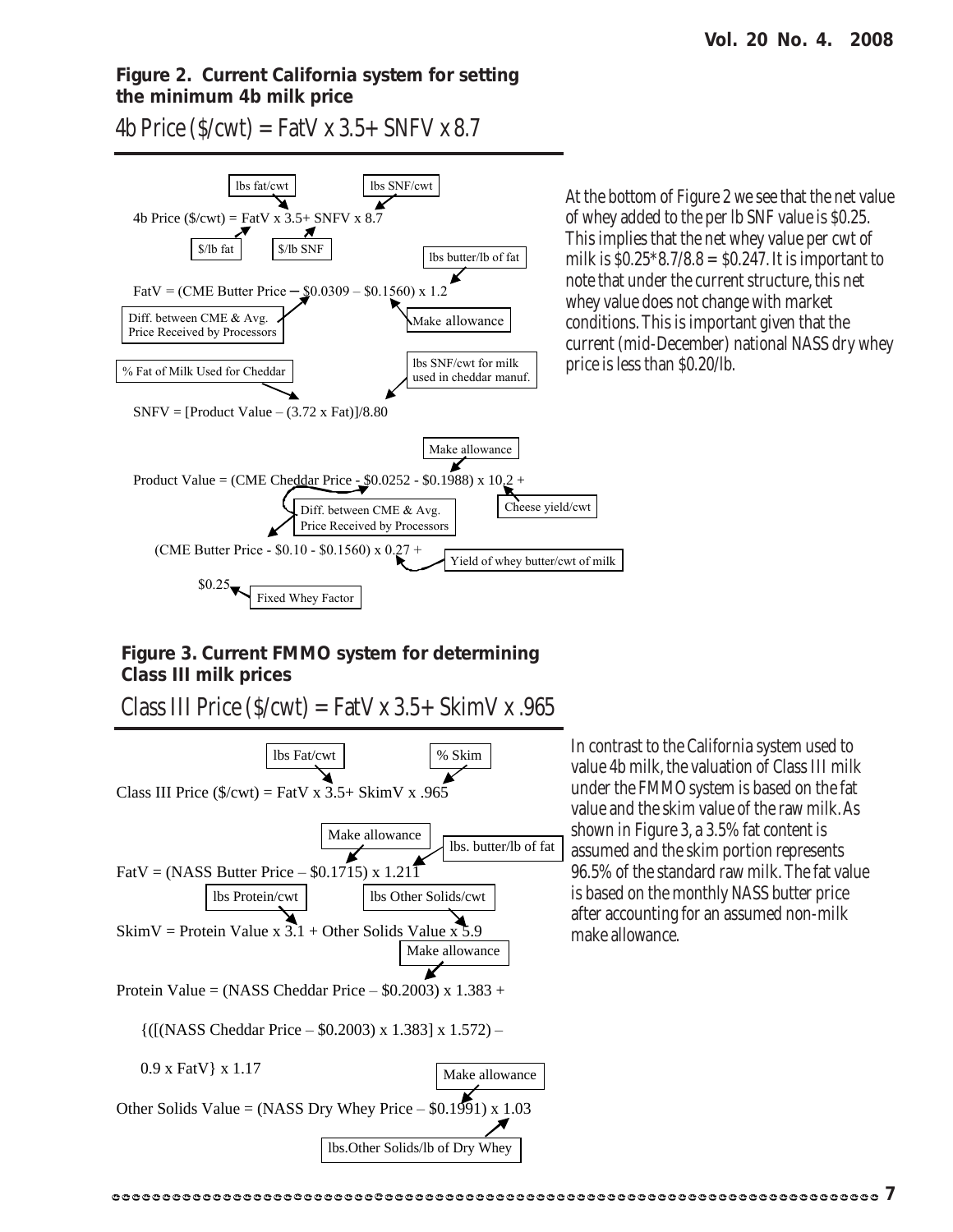**Figure 2. Current California system for setting the minimum 4b milk price**

4b Price (\$/cwt) = FatV x 3.5+ SNFV x 8.7

4b Price (\$/cwt) = FatV x 3.5+ SNFV x 8.7

- lbs fat/cwt
- lbs SNF/cwt
- \$/lb fat
- \$/lb SNF

FatV = (CME Butter Price – \$0.0309 – \$0.1560) x 1.2

- lbs butter/lb of fat
- Diff. between CME & Avg. Price Received by Processors
- Make allowance

SNFV = [Product Value – (3.72 x Fat)]/8.80

- % Fat of Milk Used for Cheddar
- lbs SNF/cwt for milk used in cheddar manuf.

Product Value = (CME Cheddar Price - \$0.0252 - \$0.1988) x 10.2 +

(CME Butter Price - \$0.10 - \$0.1560) x 0.27 +

\$0.25

- Make allowance
- Cheese yield/cwt
- Diff. between CME & Avg. Price Received by Processors
- Yield of whey butter/cwt of milk
- Fixed Whey Factor

At the bottom of Figure 2 we see that the net value of whey added to the per lb SNF value is \$0.25. This implies that the net whey value per cwt of milk is \$0.25*8.7/8.8 = \$0.247. It is important to note that under the current structure, this net whey value does not change with market conditions. This is important given that the current (mid-December) national NASS dry whey price is less than \$0.20/lb.

**Figure 3. Current FMMO system for determining Class III milk prices**

Class III Price (\$/cwt) = FatV x 3.5+ SkimV x .965

Class III Price (\$/cwt) = FatV x 3.5+ SkimV x .965

- lbs Fat/cwt
- % Skim

FatV = (NASS Butter Price – \$0.1715) x 1.211

- Make allowance
- lbs. butter/lb of fat

SkimV = Protein Value x 3.1 + Other Solids Value x 5.9

- lbs Protein/cwt
- lbs Other Solids/cwt

Protein Value = (NASS Cheddar Price – \$0.2003) x 1.383 +

{([(NASS Cheddar Price – \$0.2003) x 1.383] x 1.572) –

0.9 x FatV} x 1.17

- Make allowance

Other Solids Value = (NASS Dry Whey Price – \$0.1991) x 1.03

- Make allowance
- lbs.Other Solids/lb of Dry Whey

In contrast to the California system used to value 4b milk, the valuation of Class III milk under the FMMO system is based on the fat value and the skim value of the raw milk. As shown in Figure 3, a 3.5% fat content is assumed and the skim portion represents 96.5% of the standard raw milk. The fat value is based on the monthly NASS butter price after accounting for an assumed non-milk make allowance.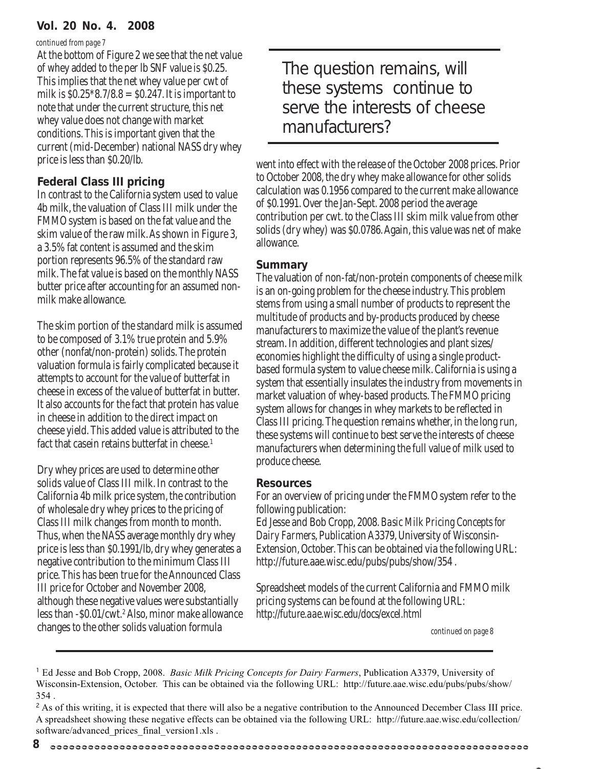*continued from page 7*

At the bottom of Figure 2 we see that the net value of whey added to the per lb SNF value is $0.25. This implies that the net whey value per cwt of milk is $0.25*8.7/8.8 = $0.247. It is important to note that under the current structure, this net whey value does not change with market conditions. This is important given that the current (mid-December) national NASS dry whey price is less than $0.20/lb.

### Federal Class III pricing

In contrast to the California system used to value 4b milk, the valuation of Class III milk under the FMMO system is based on the fat value and the skim value of the raw milk. As shown in Figure 3, a 3.5% fat content is assumed and the skim portion represents 96.5% of the standard raw milk. The fat value is based on the monthly NASS butter price after accounting for an assumed non-milk make allowance.

The skim portion of the standard milk is assumed to be composed of 3.1% true protein and 5.9% other (nonfat/non-protein) solids. The protein valuation formula is fairly complicated because it attempts to account for the value of butterfat in cheese in excess of the value of butterfat in butter. It also accounts for the fact that protein has value in cheese in addition to the direct impact on cheese yield. This added value is attributed to the fact that casein retains butterfat in cheese.[1]

Dry whey prices are used to determine other solids value of Class III milk. In contrast to the California 4b milk price system, the contribution of wholesale dry whey prices to the pricing of Class III milk changes from month to month. Thus, when the NASS average monthly dry whey price is less than $0.1991/lb, dry whey generates a negative contribution to the minimum Class III price. This has been true for the Announced Class III price for October and November 2008, although these negative values were substantially less than -$0.01/cwt.[2] Also, minor make allowance changes to the other solids valuation formula went into effect with the release of the October 2008 prices. Prior to October 2008, the dry whey make allowance for other solids calculation was 0.1956 compared to the current make allowance of $0.1991. Over the Jan-Sept. 2008 period the average contribution per cwt. to the Class III skim milk value from other solids (dry whey) was $0.0786. Again, this value was net of make allowance.

> The question remains, will these systems continue to serve the interests of cheese manufacturers?

### Summary

The valuation of non-fat/non-protein components of cheese milk is an on-going problem for the cheese industry. This problem stems from using a small number of products to represent the multitude of products and by-products produced by cheese manufacturers to maximize the value of the plant's revenue stream. In addition, different technologies and plant sizes/economies highlight the difficulty of using a single product-based formula system to value cheese milk. California is using a system that essentially insulates the industry from movements in market valuation of whey-based products. The FMMO pricing system allows for changes in whey markets to be reflected in Class III pricing. The question remains whether, in the long run, these systems will continue to best serve the interests of cheese manufacturers when determining the full value of milk used to produce cheese.

### Resources

For an overview of pricing under the FMMO system refer to the following publication:

Ed Jesse and Bob Cropp, 2008. *Basic Milk Pricing Concepts for Dairy Farmers*, Publication A3379, University of Wisconsin-Extension, October. This can be obtained via the following URL: http://future.aae.wisc.edu/pubs/pubs/show/354 .

Spreadsheet models of the current California and FMMO milk pricing systems can be found at the following URL: http://future.aae.wisc.edu/docs/excel.html

*continued on page 8*

---

[1] Ed Jesse and Bob Cropp, 2008. *Basic Milk Pricing Concepts for Dairy Farmers*, Publication A3379, University of Wisconsin-Extension, October. This can be obtained via the following URL: http://future.aae.wisc.edu/pubs/pubs/show/354 .

[2] As of this writing, it is expected that there will also be a negative contribution to the Announced December Class III price. A spreadsheet showing these negative effects can be obtained via the following URL: http://future.aae.wisc.edu/collection/software/advanced_prices_final_version1.xls .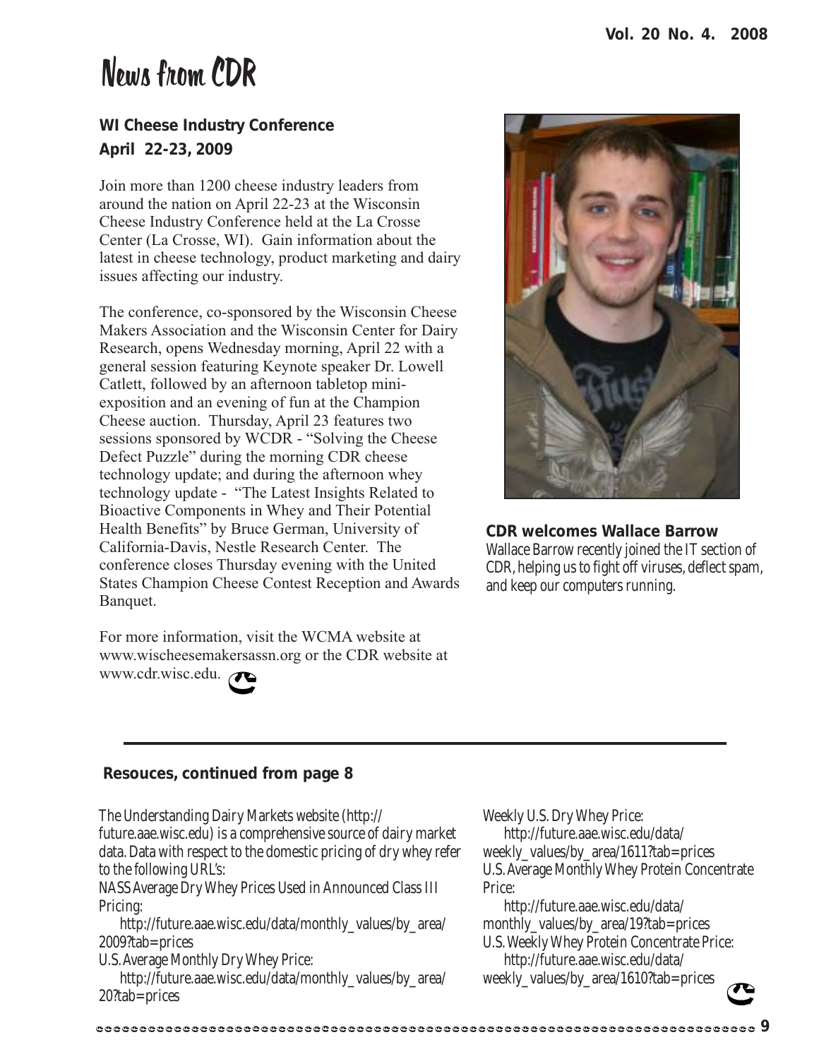# News from CDR

### WI Cheese Industry Conference
### April 22-23, 2009

Join more than 1200 cheese industry leaders from around the nation on April 22-23 at the Wisconsin Cheese Industry Conference held at the La Crosse Center (La Crosse, WI). Gain information about the latest in cheese technology, product marketing and dairy issues affecting our industry.

The conference, co-sponsored by the Wisconsin Cheese Makers Association and the Wisconsin Center for Dairy Research, opens Wednesday morning, April 22 with a general session featuring Keynote speaker Dr. Lowell Catlett, followed by an afternoon tabletop mini-exposition and an evening of fun at the Champion Cheese auction. Thursday, April 23 features two sessions sponsored by WCDR - "Solving the Cheese Defect Puzzle" during the morning CDR cheese technology update; and during the afternoon whey technology update - "The Latest Insights Related to Bioactive Components in Whey and Their Potential Health Benefits" by Bruce German, University of California-Davis, Nestle Research Center. The conference closes Thursday evening with the United States Champion Cheese Contest Reception and Awards Banquet.

For more information, visit the WCMA website at www.wischeesemakersassn.org or the CDR website at www.cdr.wisc.edu.

### CDR welcomes Wallace Barrow

*Wallace Barrow recently joined the IT section of CDR, helping us to fight off viruses, deflect spam, and keep our computers running.*

---

### Resouces, continued from page 8

The Understanding Dairy Markets website (http://future.aae.wisc.edu) is a comprehensive source of dairy market data. Data with respect to the domestic pricing of dry whey refer to the following URL's:

NASS Average Dry Whey Prices Used in Announced Class III Pricing:
http://future.aae.wisc.edu/data/monthly_values/by_area/2009?tab=prices

U.S. Average Monthly Dry Whey Price:
http://future.aae.wisc.edu/data/monthly_values/by_area/20?tab=prices

Weekly U.S. Dry Whey Price:
http://future.aae.wisc.edu/data/weekly_values/by_area/1611?tab=prices

U.S. Average Monthly Whey Protein Concentrate Price:
http://future.aae.wisc.edu/data/monthly_values/by_area/19?tab=prices

U.S. Weekly Whey Protein Concentrate Price:
http://future.aae.wisc.edu/data/weekly_values/by_area/1610?tab=prices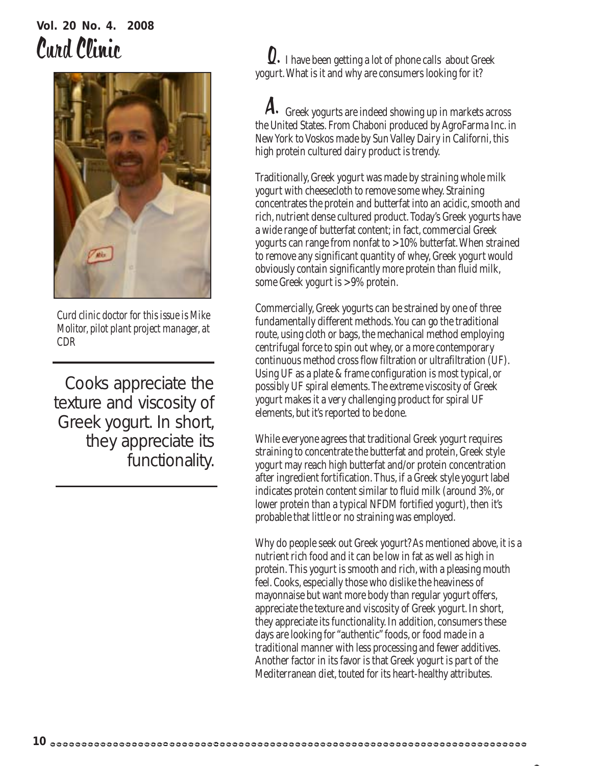# Curd Clinic

*Curd clinic doctor for this issue is Mike Molitor, pilot plant project manager, at CDR*

> Cooks appreciate the texture and viscosity of Greek yogurt. In short, they appreciate its functionality.

**Q.** I have been getting a lot of phone calls about Greek yogurt. What is it and why are consumers looking for it?

**A.** Greek yogurts are indeed showing up in markets across the United States. From Chaboni produced by AgroFarma Inc. in New York to Voskos made by Sun Valley Dairy in Californi, this high protein cultured dairy product is trendy.

Traditionally, Greek yogurt was made by straining whole milk yogurt with cheesecloth to remove some whey. Straining concentrates the protein and butterfat into an acidic, smooth and rich, nutrient dense cultured product. Today's Greek yogurts have a wide range of butterfat content; in fact, commercial Greek yogurts can range from nonfat to >10% butterfat. When strained to remove any significant quantity of whey, Greek yogurt would obviously contain significantly more protein than fluid milk, some Greek yogurt is >9% protein.

Commercially, Greek yogurts can be strained by one of three fundamentally different methods. You can go the traditional route, using cloth or bags, the mechanical method employing centrifugal force to spin out whey, or a more contemporary continuous method cross flow filtration or ultrafiltration (UF). Using UF as a plate & frame configuration is most typical, or possibly UF spiral elements. The extreme viscosity of Greek yogurt makes it a very challenging product for spiral UF elements, but it's reported to be done.

While everyone agrees that traditional Greek yogurt requires straining to concentrate the butterfat and protein, Greek style yogurt may reach high butterfat and/or protein concentration after ingredient fortification. Thus, if a Greek style yogurt label indicates protein content similar to fluid milk (around 3%, or lower protein than a typical NFDM fortified yogurt), then it's probable that little or no straining was employed.

Why do people seek out Greek yogurt? As mentioned above, it is a nutrient rich food and it can be low in fat as well as high in protein. This yogurt is smooth and rich, with a pleasing mouth feel. Cooks, especially those who dislike the heaviness of mayonnaise but want more body than regular yogurt offers, appreciate the texture and viscosity of Greek yogurt. In short, they appreciate its functionality. In addition, consumers these days are looking for "authentic" foods, or food made in a traditional manner with less processing and fewer additives. Another factor in its favor is that Greek yogurt is part of the Mediterranean diet, touted for its heart-healthy attributes.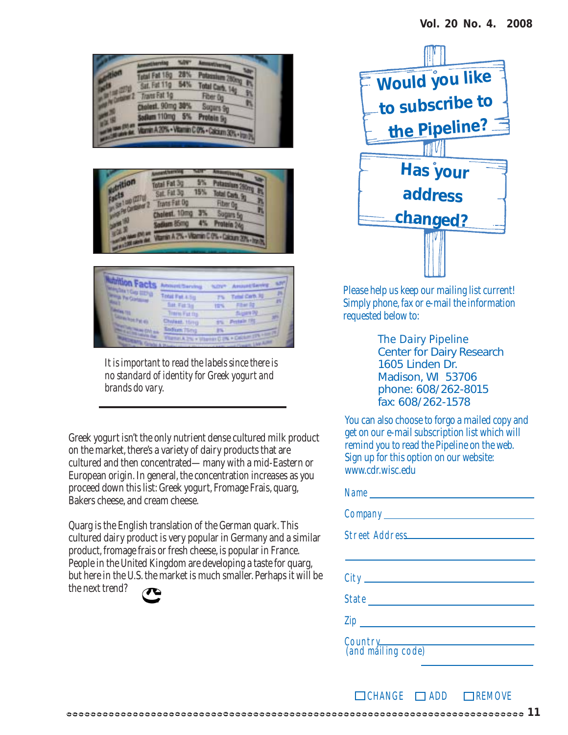*It is important to read the labels since there is no standard of identity for Greek yogurt and brands do vary.*

Greek yogurt isn't the only nutrient dense cultured milk product on the market, there's a variety of dairy products that are cultured and then concentrated— many with a mid-Eastern or European origin. In general, the concentration increases as you proceed down this list: Greek yogurt, Fromage Frais, quarg, Bakers cheese, and cream cheese.

Quarg is the English translation of the German quark. This cultured dairy product is very popular in Germany and a similar product, fromage frais or fresh cheese, is popular in France. People in the United Kingdom are developing a taste for quarg, but here in the U.S. the market is much smaller. Perhaps it will be the next trend?

## Would you like to subscribe to the Pipeline?

## Has your address changed?

Please help us keep our mailing list current! Simply phone, fax or e-mail the information requested below to:

The Dairy Pipeline
Center for Dairy Research
1605 Linden Dr.
Madison, WI 53706
phone: 608/262-8015
fax: 608/262-1578

You can also choose to forgo a mailed copy and get on our e-mail subscription list which will remind you to read the Pipeline on the web. Sign up for this option on our website: www.cdr.wisc.edu

Name \_\_\_\_\_\_\_\_\_\_\_\_\_\_\_\_\_\_\_\_

Company \_\_\_\_\_\_\_\_\_\_\_\_\_\_\_\_\_\_\_\_

Street Address \_\_\_\_\_\_\_\_\_\_\_\_\_\_\_\_\_\_\_\_

\_\_\_\_\_\_\_\_\_\_\_\_\_\_\_\_\_\_\_\_

City \_\_\_\_\_\_\_\_\_\_\_\_\_\_\_\_\_\_\_\_

State \_\_\_\_\_\_\_\_\_\_\_\_\_\_\_\_\_\_\_\_

Zip \_\_\_\_\_\_\_\_\_\_\_\_\_\_\_\_\_\_\_\_

Country (and mailing code) \_\_\_\_\_\_\_\_\_\_\_\_\_\_\_\_\_\_\_\_

☐ CHANGE ☐ ADD ☐ REMOVE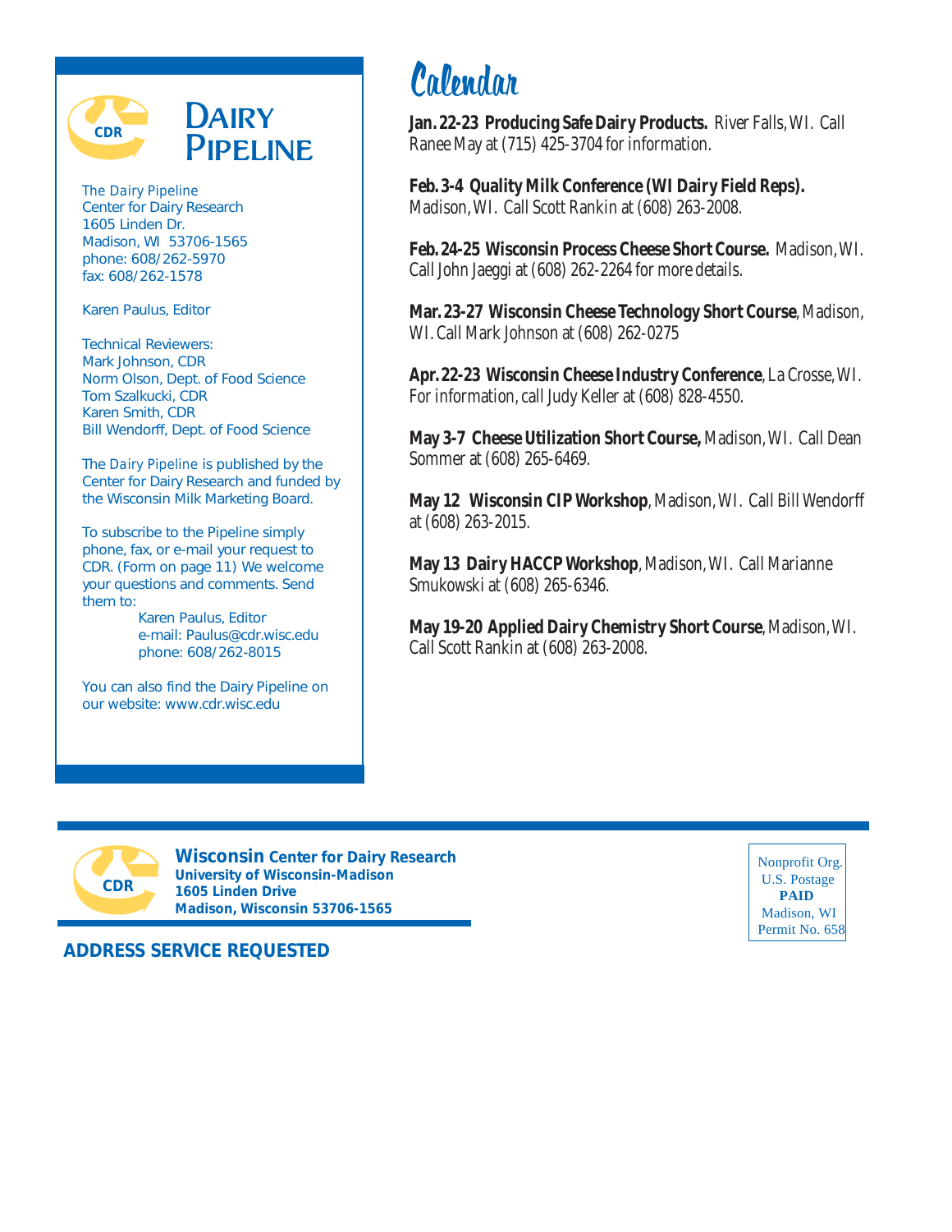# Dairy Pipeline

The *Dairy Pipeline*
Center for Dairy Research
1605 Linden Dr.
Madison, WI 53706-1565
phone: 608/262-5970
fax: 608/262-1578

Karen Paulus, Editor

Technical Reviewers:
Mark Johnson, CDR
Norm Olson, Dept. of Food Science
Tom Szalkucki, CDR
Karen Smith, CDR
Bill Wendorff, Dept. of Food Science

The *Dairy Pipeline* is published by the Center for Dairy Research and funded by the Wisconsin Milk Marketing Board.

To subscribe to the Pipeline simply phone, fax, or e-mail your request to CDR. (Form on page 11) We welcome your questions and comments. Send them to:

Karen Paulus, Editor
e-mail: Paulus@cdr.wisc.edu
phone: 608/262-8015

You can also find the Dairy Pipeline on our website: www.cdr.wisc.edu

# Calendar

**Jan. 22-23 Producing Safe Dairy Products.** River Falls, WI. Call Ranee May at (715) 425-3704 for information.

**Feb. 3-4 Quality Milk Conference (WI Dairy Field Reps).** Madison, WI. Call Scott Rankin at (608) 263-2008.

**Feb. 24-25 Wisconsin Process Cheese Short Course.** Madison, WI. Call John Jaeggi at (608) 262-2264 for more details.

**Mar. 23-27 Wisconsin Cheese Technology Short Course**, Madison, WI. Call Mark Johnson at (608) 262-0275

**Apr. 22-23 Wisconsin Cheese Industry Conference**, La Crosse, WI. For information, call Judy Keller at (608) 828-4550.

**May 3-7 Cheese Utilization Short Course,** Madison, WI. Call Dean Sommer at (608) 265-6469.

**May 12 Wisconsin CIP Workshop**, Madison, WI. Call Bill Wendorff at (608) 263-2015.

**May 13 Dairy HACCP Workshop**, Madison, WI. Call Marianne Smukowski at (608) 265-6346.

**May 19-20 Applied Dairy Chemistry Short Course**, Madison, WI. Call Scott Rankin at (608) 263-2008.

**Wisconsin Center for Dairy Research**
**University of Wisconsin-Madison**
**1605 Linden Drive**
**Madison, Wisconsin 53706-1565**

**ADDRESS SERVICE REQUESTED**

Nonprofit Org.
U.S. Postage
**PAID**
Madison, WI
Permit No. 658